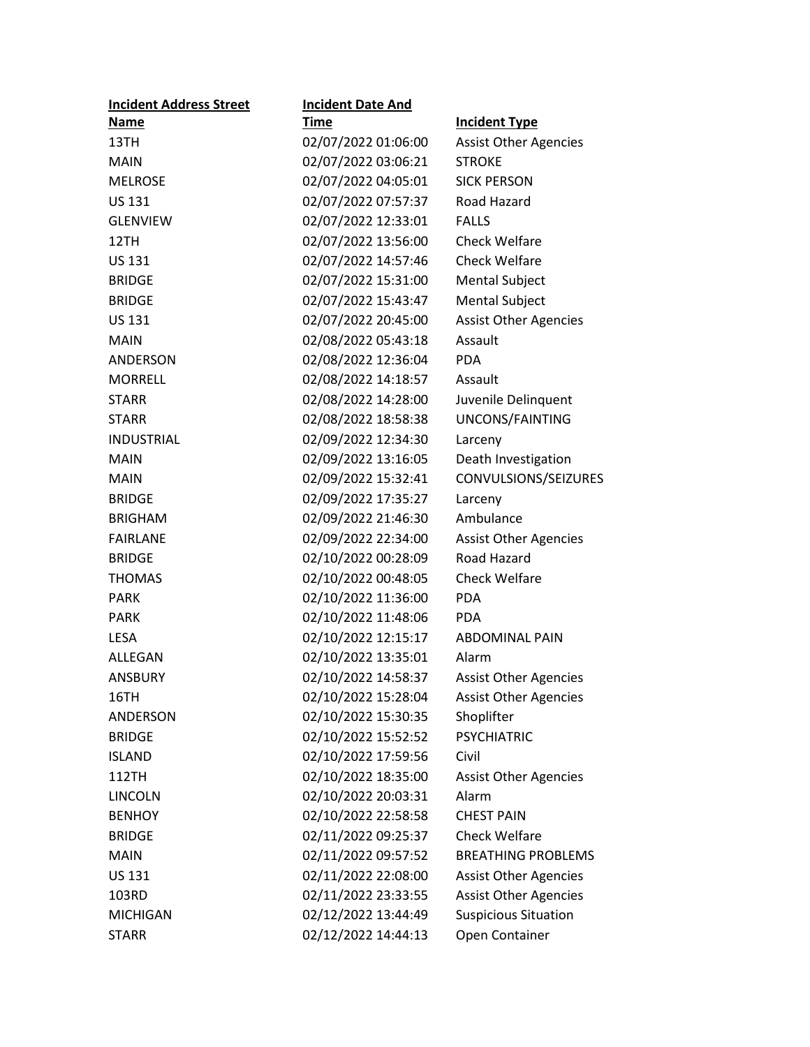| Incident Address Street Name | Incident Date And Time | Incident Type |
|---|---|---|
| 13TH | 02/07/2022 01:06:00 | Assist Other Agencies |
| MAIN | 02/07/2022 03:06:21 | STROKE |
| MELROSE | 02/07/2022 04:05:01 | SICK PERSON |
| US 131 | 02/07/2022 07:57:37 | Road Hazard |
| GLENVIEW | 02/07/2022 12:33:01 | FALLS |
| 12TH | 02/07/2022 13:56:00 | Check Welfare |
| US 131 | 02/07/2022 14:57:46 | Check Welfare |
| BRIDGE | 02/07/2022 15:31:00 | Mental Subject |
| BRIDGE | 02/07/2022 15:43:47 | Mental Subject |
| US 131 | 02/07/2022 20:45:00 | Assist Other Agencies |
| MAIN | 02/08/2022 05:43:18 | Assault |
| ANDERSON | 02/08/2022 12:36:04 | PDA |
| MORRELL | 02/08/2022 14:18:57 | Assault |
| STARR | 02/08/2022 14:28:00 | Juvenile Delinquent |
| STARR | 02/08/2022 18:58:38 | UNCONS/FAINTING |
| INDUSTRIAL | 02/09/2022 12:34:30 | Larceny |
| MAIN | 02/09/2022 13:16:05 | Death Investigation |
| MAIN | 02/09/2022 15:32:41 | CONVULSIONS/SEIZURES |
| BRIDGE | 02/09/2022 17:35:27 | Larceny |
| BRIGHAM | 02/09/2022 21:46:30 | Ambulance |
| FAIRLANE | 02/09/2022 22:34:00 | Assist Other Agencies |
| BRIDGE | 02/10/2022 00:28:09 | Road Hazard |
| THOMAS | 02/10/2022 00:48:05 | Check Welfare |
| PARK | 02/10/2022 11:36:00 | PDA |
| PARK | 02/10/2022 11:48:06 | PDA |
| LESA | 02/10/2022 12:15:17 | ABDOMINAL PAIN |
| ALLEGAN | 02/10/2022 13:35:01 | Alarm |
| ANSBURY | 02/10/2022 14:58:37 | Assist Other Agencies |
| 16TH | 02/10/2022 15:28:04 | Assist Other Agencies |
| ANDERSON | 02/10/2022 15:30:35 | Shoplifter |
| BRIDGE | 02/10/2022 15:52:52 | PSYCHIATRIC |
| ISLAND | 02/10/2022 17:59:56 | Civil |
| 112TH | 02/10/2022 18:35:00 | Assist Other Agencies |
| LINCOLN | 02/10/2022 20:03:31 | Alarm |
| BENHOY | 02/10/2022 22:58:58 | CHEST PAIN |
| BRIDGE | 02/11/2022 09:25:37 | Check Welfare |
| MAIN | 02/11/2022 09:57:52 | BREATHING PROBLEMS |
| US 131 | 02/11/2022 22:08:00 | Assist Other Agencies |
| 103RD | 02/11/2022 23:33:55 | Assist Other Agencies |
| MICHIGAN | 02/12/2022 13:44:49 | Suspicious Situation |
| STARR | 02/12/2022 14:44:13 | Open Container |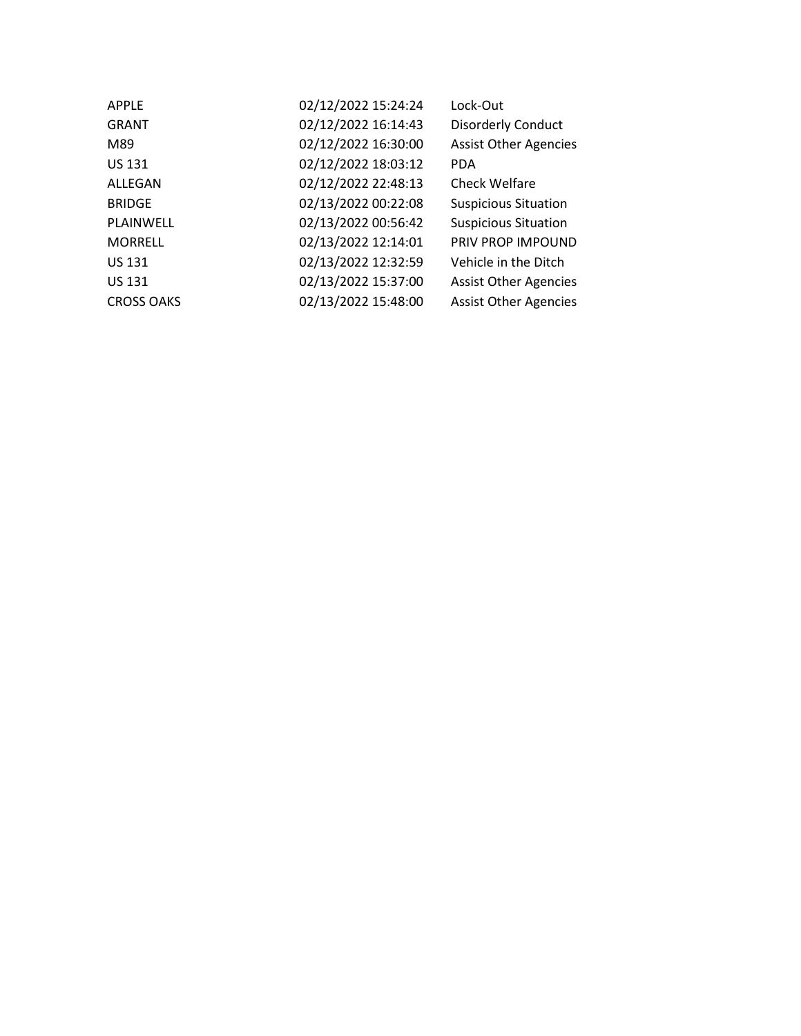| | | |
|---|---|---|
| APPLE | 02/12/2022 15:24:24 | Lock-Out |
| GRANT | 02/12/2022 16:14:43 | Disorderly Conduct |
| M89 | 02/12/2022 16:30:00 | Assist Other Agencies |
| US 131 | 02/12/2022 18:03:12 | PDA |
| ALLEGAN | 02/12/2022 22:48:13 | Check Welfare |
| BRIDGE | 02/13/2022 00:22:08 | Suspicious Situation |
| PLAINWELL | 02/13/2022 00:56:42 | Suspicious Situation |
| MORRELL | 02/13/2022 12:14:01 | PRIV PROP IMPOUND |
| US 131 | 02/13/2022 12:32:59 | Vehicle in the Ditch |
| US 131 | 02/13/2022 15:37:00 | Assist Other Agencies |
| CROSS OAKS | 02/13/2022 15:48:00 | Assist Other Agencies |